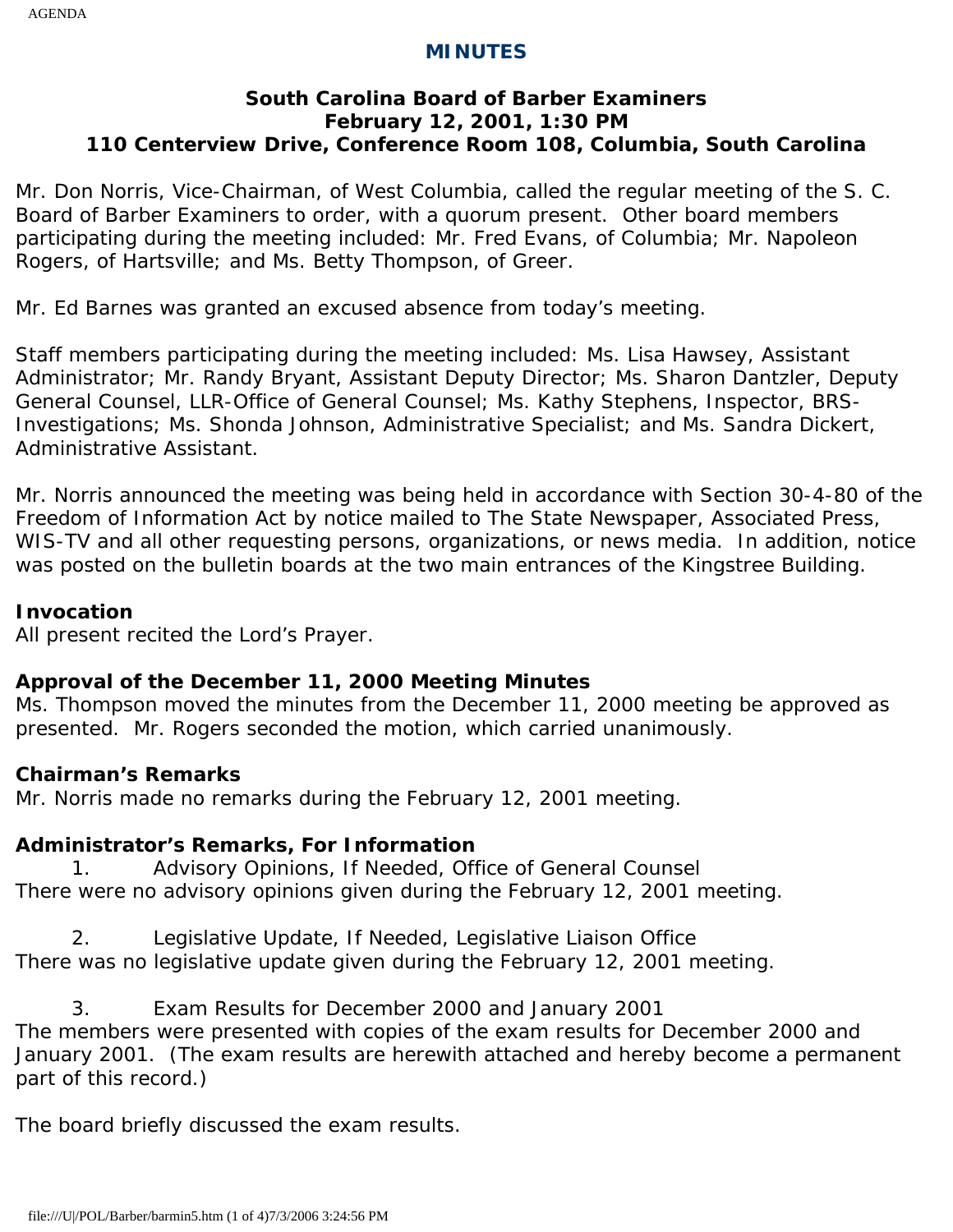# MINUTES

## South Carolina Board of Barber Examiners
## February 12, 2001, 1:30 PM
## 110 Centerview Drive, Conference Room 108, Columbia, South Carolina

Mr. Don Norris, Vice-Chairman, of West Columbia, called the regular meeting of the S. C. Board of Barber Examiners to order, with a quorum present. Other board members participating during the meeting included: Mr. Fred Evans, of Columbia; Mr. Napoleon Rogers, of Hartsville; and Ms. Betty Thompson, of Greer.

Mr. Ed Barnes was granted an excused absence from today's meeting.

Staff members participating during the meeting included: Ms. Lisa Hawsey, Assistant Administrator; Mr. Randy Bryant, Assistant Deputy Director; Ms. Sharon Dantzler, Deputy General Counsel, LLR-Office of General Counsel; Ms. Kathy Stephens, Inspector, BRS-Investigations; Ms. Shonda Johnson, Administrative Specialist; and Ms. Sandra Dickert, Administrative Assistant.

Mr. Norris announced the meeting was being held in accordance with Section 30-4-80 of the Freedom of Information Act by notice mailed to The State Newspaper, Associated Press, WIS-TV and all other requesting persons, organizations, or news media. In addition, notice was posted on the bulletin boards at the two main entrances of the Kingstree Building.

**Invocation**
All present recited the Lord's Prayer.

**Approval of the December 11, 2000 Meeting Minutes**
Ms. Thompson moved the minutes from the December 11, 2000 meeting be approved as presented. Mr. Rogers seconded the motion, which carried unanimously.

**Chairman's Remarks**
Mr. Norris made no remarks during the February 12, 2001 meeting.

**Administrator's Remarks, For Information**

1. Advisory Opinions, If Needed, Office of General Counsel

There were no advisory opinions given during the February 12, 2001 meeting.

2. Legislative Update, If Needed, Legislative Liaison Office

There was no legislative update given during the February 12, 2001 meeting.

3. Exam Results for December 2000 and January 2001

The members were presented with copies of the exam results for December 2000 and January 2001. (The exam results are herewith attached and hereby become a permanent part of this record.)

The board briefly discussed the exam results.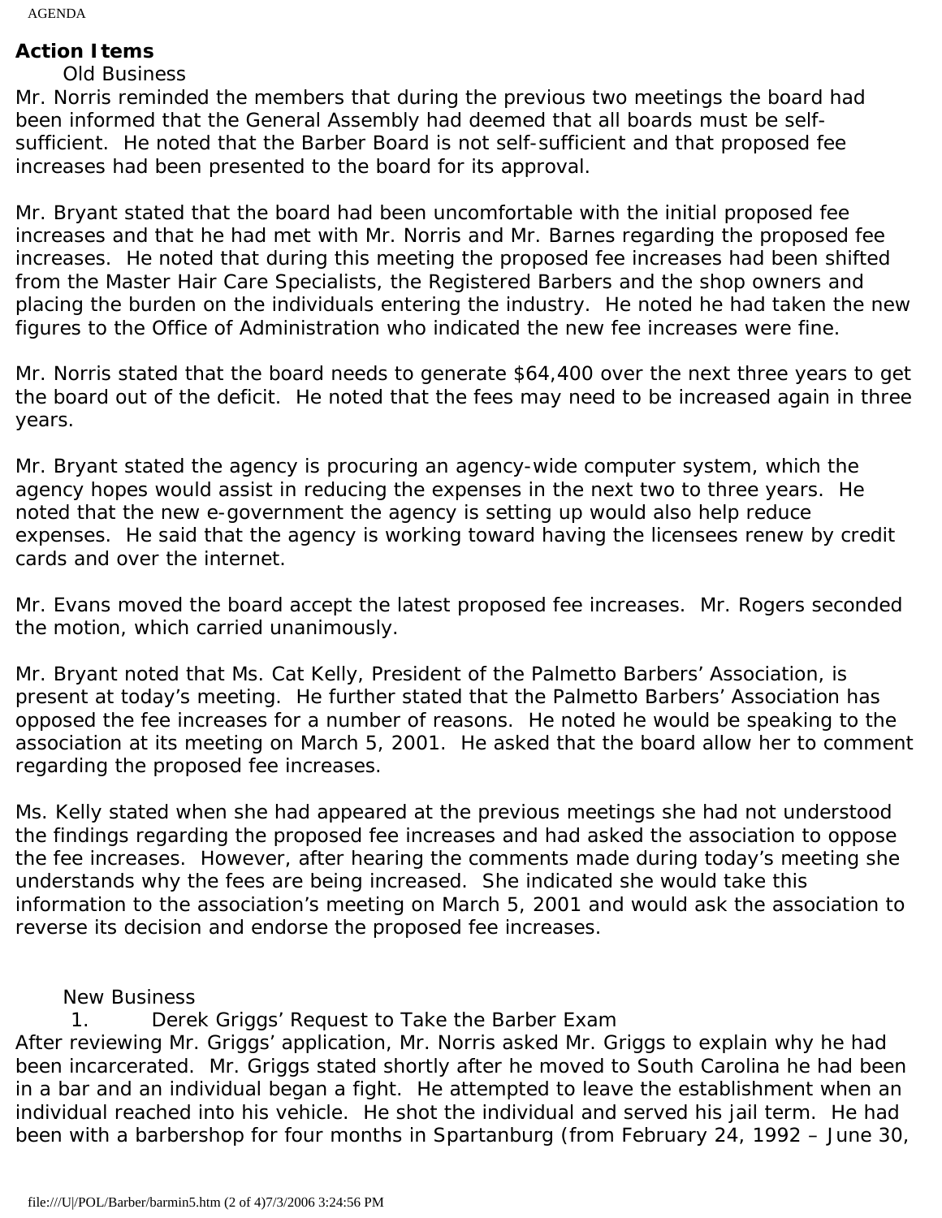**Action Items**

Old Business

Mr. Norris reminded the members that during the previous two meetings the board had been informed that the General Assembly had deemed that all boards must be self-sufficient. He noted that the Barber Board is not self-sufficient and that proposed fee increases had been presented to the board for its approval.

Mr. Bryant stated that the board had been uncomfortable with the initial proposed fee increases and that he had met with Mr. Norris and Mr. Barnes regarding the proposed fee increases. He noted that during this meeting the proposed fee increases had been shifted from the Master Hair Care Specialists, the Registered Barbers and the shop owners and placing the burden on the individuals entering the industry. He noted he had taken the new figures to the Office of Administration who indicated the new fee increases were fine.

Mr. Norris stated that the board needs to generate $64,400 over the next three years to get the board out of the deficit. He noted that the fees may need to be increased again in three years.

Mr. Bryant stated the agency is procuring an agency-wide computer system, which the agency hopes would assist in reducing the expenses in the next two to three years. He noted that the new e-government the agency is setting up would also help reduce expenses. He said that the agency is working toward having the licensees renew by credit cards and over the internet.

Mr. Evans moved the board accept the latest proposed fee increases. Mr. Rogers seconded the motion, which carried unanimously.

Mr. Bryant noted that Ms. Cat Kelly, President of the Palmetto Barbers' Association, is present at today's meeting. He further stated that the Palmetto Barbers' Association has opposed the fee increases for a number of reasons. He noted he would be speaking to the association at its meeting on March 5, 2001. He asked that the board allow her to comment regarding the proposed fee increases.

Ms. Kelly stated when she had appeared at the previous meetings she had not understood the findings regarding the proposed fee increases and had asked the association to oppose the fee increases. However, after hearing the comments made during today's meeting she understands why the fees are being increased. She indicated she would take this information to the association's meeting on March 5, 2001 and would ask the association to reverse its decision and endorse the proposed fee increases.

New Business

1. Derek Griggs' Request to Take the Barber Exam

After reviewing Mr. Griggs' application, Mr. Norris asked Mr. Griggs to explain why he had been incarcerated. Mr. Griggs stated shortly after he moved to South Carolina he had been in a bar and an individual began a fight. He attempted to leave the establishment when an individual reached into his vehicle. He shot the individual and served his jail term. He had been with a barbershop for four months in Spartanburg (from February 24, 1992 – June 30,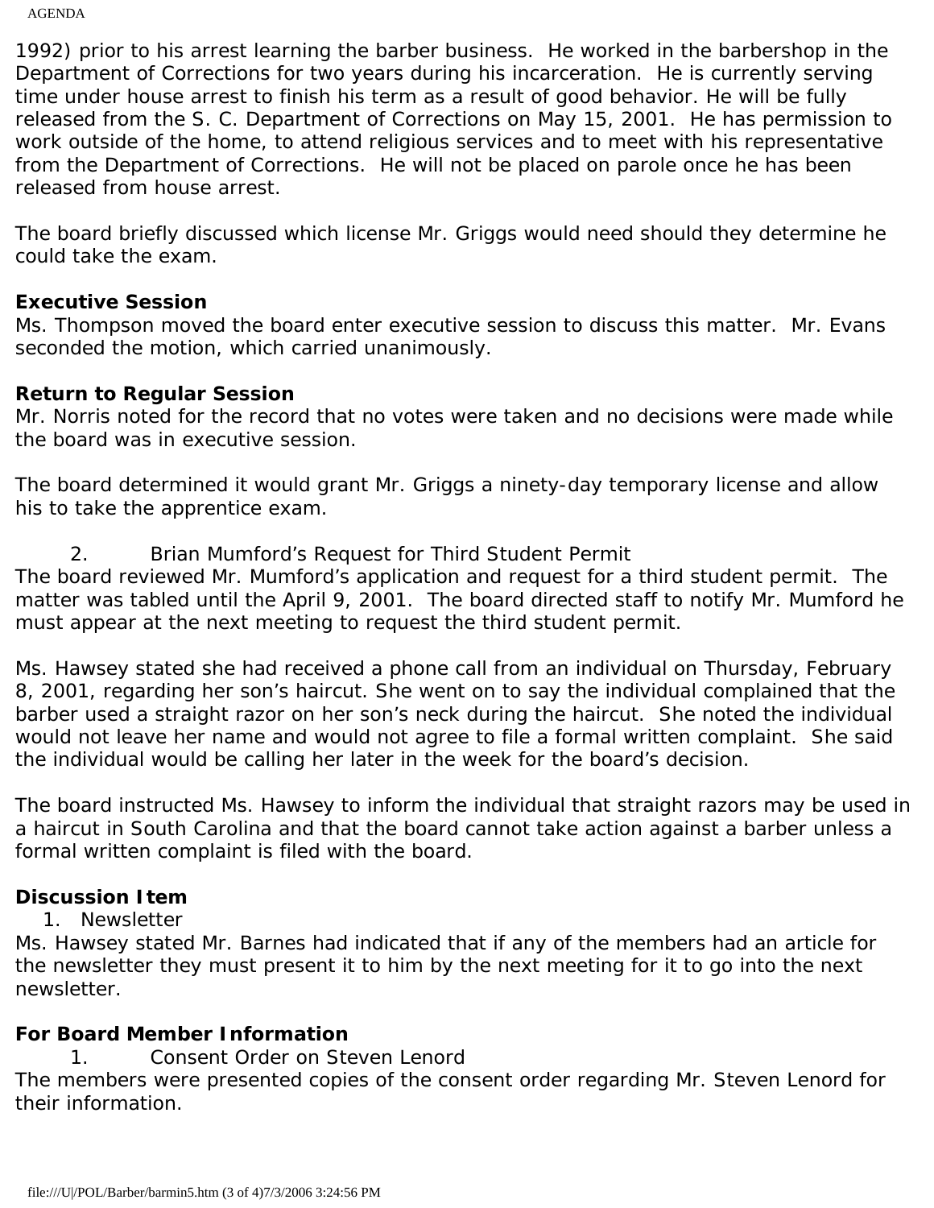1992) prior to his arrest learning the barber business. He worked in the barbershop in the Department of Corrections for two years during his incarceration. He is currently serving time under house arrest to finish his term as a result of good behavior. He will be fully released from the S. C. Department of Corrections on May 15, 2001. He has permission to work outside of the home, to attend religious services and to meet with his representative from the Department of Corrections. He will not be placed on parole once he has been released from house arrest.

The board briefly discussed which license Mr. Griggs would need should they determine he could take the exam.

**Executive Session**
Ms. Thompson moved the board enter executive session to discuss this matter. Mr. Evans seconded the motion, which carried unanimously.

**Return to Regular Session**
Mr. Norris noted for the record that no votes were taken and no decisions were made while the board was in executive session.

The board determined it would grant Mr. Griggs a ninety-day temporary license and allow his to take the apprentice exam.

2. Brian Mumford's Request for Third Student Permit

The board reviewed Mr. Mumford's application and request for a third student permit. The matter was tabled until the April 9, 2001. The board directed staff to notify Mr. Mumford he must appear at the next meeting to request the third student permit.

Ms. Hawsey stated she had received a phone call from an individual on Thursday, February 8, 2001, regarding her son's haircut. She went on to say the individual complained that the barber used a straight razor on her son's neck during the haircut. She noted the individual would not leave her name and would not agree to file a formal written complaint. She said the individual would be calling her later in the week for the board's decision.

The board instructed Ms. Hawsey to inform the individual that straight razors may be used in a haircut in South Carolina and that the board cannot take action against a barber unless a formal written complaint is filed with the board.

**Discussion Item**

1. Newsletter

Ms. Hawsey stated Mr. Barnes had indicated that if any of the members had an article for the newsletter they must present it to him by the next meeting for it to go into the next newsletter.

**For Board Member Information**

1. Consent Order on Steven Lenord

The members were presented copies of the consent order regarding Mr. Steven Lenord for their information.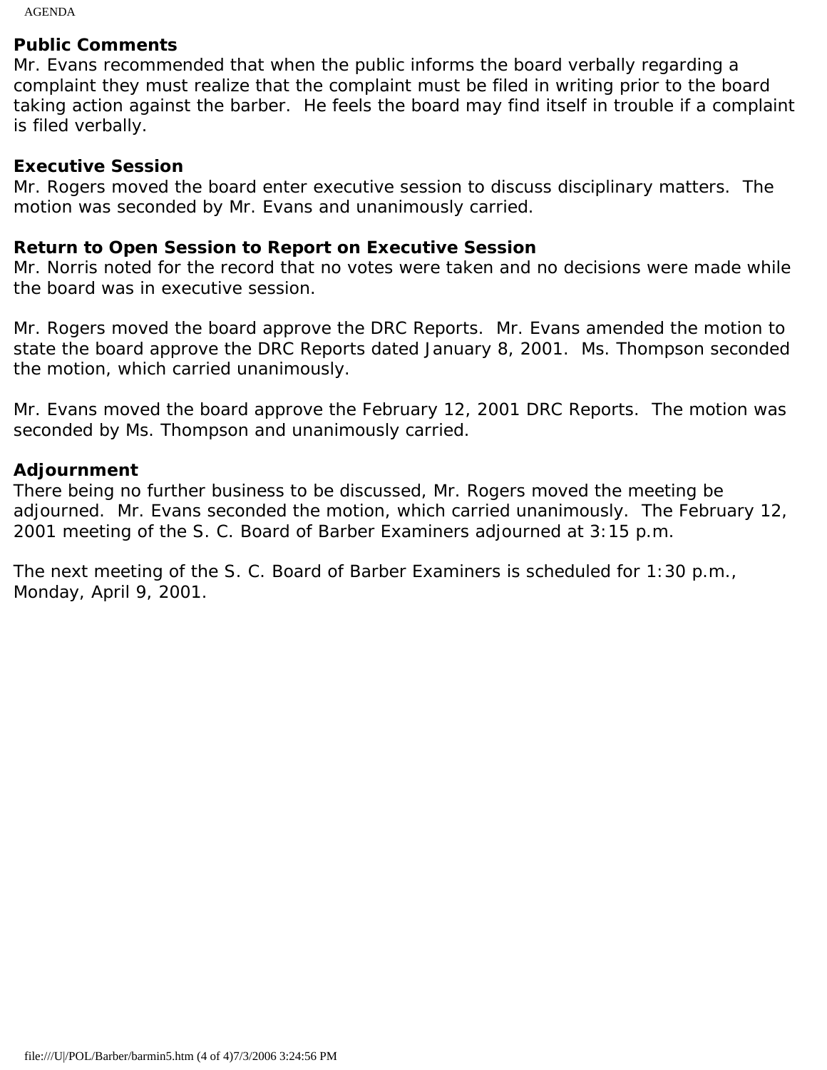**Public Comments**
Mr. Evans recommended that when the public informs the board verbally regarding a complaint they must realize that the complaint must be filed in writing prior to the board taking action against the barber. He feels the board may find itself in trouble if a complaint is filed verbally.

**Executive Session**
Mr. Rogers moved the board enter executive session to discuss disciplinary matters. The motion was seconded by Mr. Evans and unanimously carried.

**Return to Open Session to Report on Executive Session**
Mr. Norris noted for the record that no votes were taken and no decisions were made while the board was in executive session.

Mr. Rogers moved the board approve the DRC Reports. Mr. Evans amended the motion to state the board approve the DRC Reports dated January 8, 2001. Ms. Thompson seconded the motion, which carried unanimously.

Mr. Evans moved the board approve the February 12, 2001 DRC Reports. The motion was seconded by Ms. Thompson and unanimously carried.

**Adjournment**
There being no further business to be discussed, Mr. Rogers moved the meeting be adjourned. Mr. Evans seconded the motion, which carried unanimously. The February 12, 2001 meeting of the S. C. Board of Barber Examiners adjourned at 3:15 p.m.

The next meeting of the S. C. Board of Barber Examiners is scheduled for 1:30 p.m., Monday, April 9, 2001.